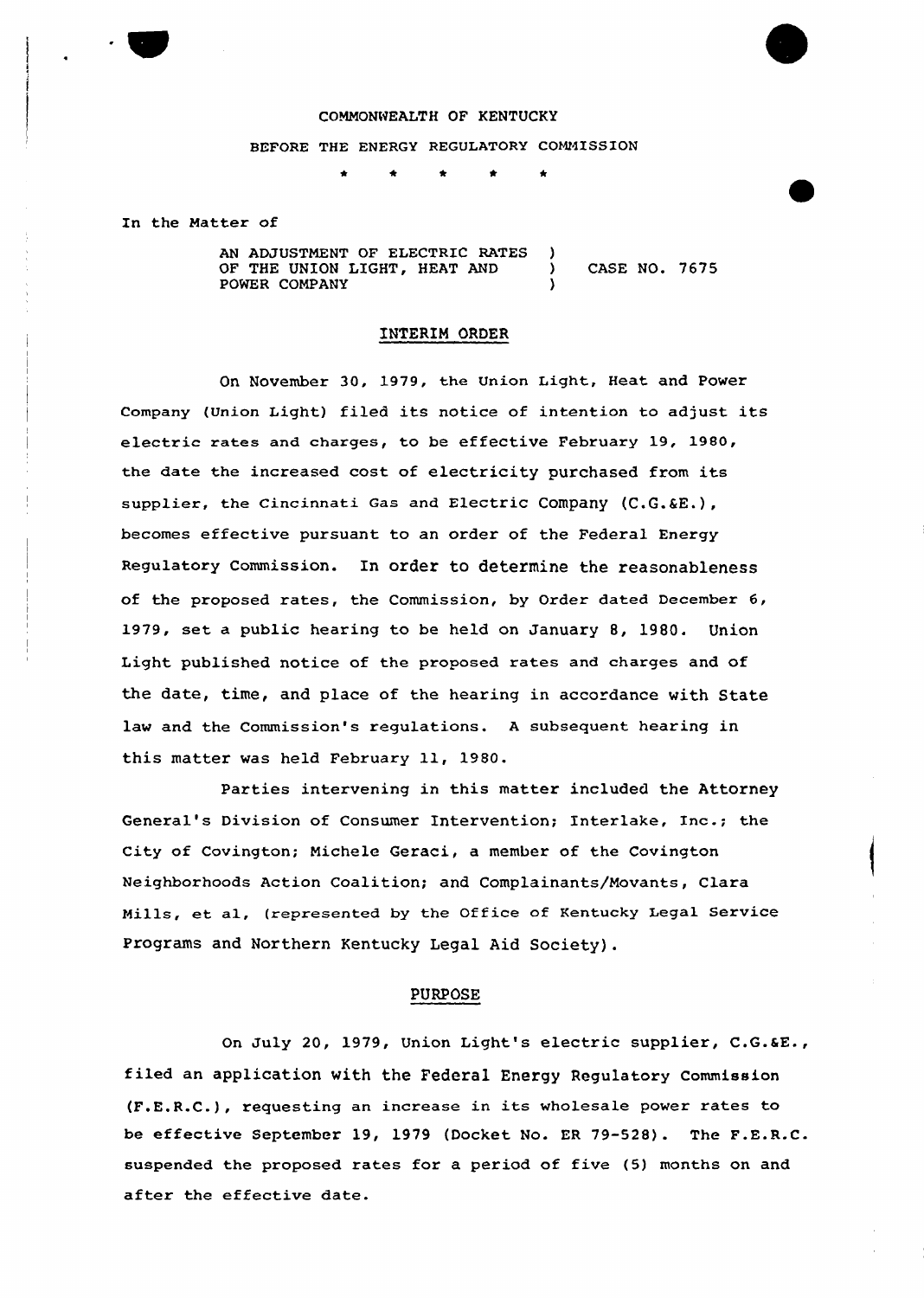COMMONWEALTH OF KENTUCKY

BEFORE THE ENERGY REGULATORY COMMISSION

\* \* \* \* \*

In the Matter of

AN ADJUSTMENT OF ELECTRIC RATES )
OF THE UNION LIGHT, HEAT AND ) CASE NO. 7675
POWER COMPANY )

## INTERIM ORDER

On November 30, 1979, the Union Light, Heat and Power Company (Union Light) filed its notice of intention to adjust its electric rates and charges, to be effective February 19, 1980, the date the increased cost of electricity purchased from its supplier, the Cincinnati Gas and Electric Company (C.G.&E.), becomes effective pursuant to an order of the Federal Energy Regulatory Commission. In order to determine the reasonableness of the proposed rates, the Commission, by Order dated December 6, 1979, set a public hearing to be held on January 8, 1980. Union Light published notice of the proposed rates and charges and of the date, time, and place of the hearing in accordance with State law and the Commission's regulations. A subsequent hearing in this matter was held February 11, 1980.

Parties intervening in this matter included the Attorney General's Division of Consumer Intervention; Interlake, Inc.; the City of Covington; Michele Geraci, a member of the Covington Neighborhoods Action Coalition; and Complainants/Movants, Clara Mills, et al, (represented by the Office of Kentucky Legal Service Programs and Northern Kentucky Legal Aid Society).

## PURPOSE

On July 20, 1979, Union Light's electric supplier, C.G.&E., filed an application with the Federal Energy Regulatory Commission (F.E.R.C.), requesting an increase in its wholesale power rates to be effective September 19, 1979 (Docket No. ER 79-528). The F.E.R.C. suspended the proposed rates for a period of five (5) months on and after the effective date.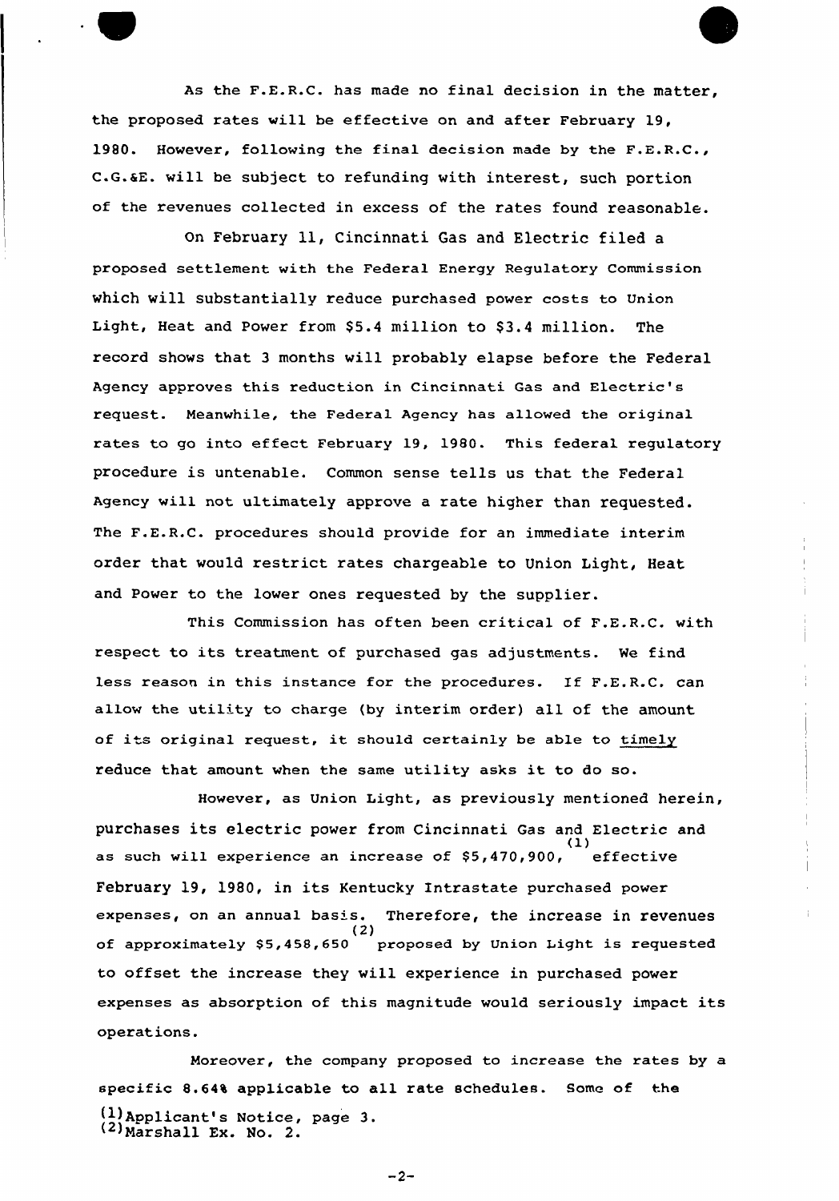As the F.E.R.C. has made no final decision in the matter, the proposed rates will be effective on and after February 19, 1980. However, following the final decision made by the F.E.R.C., C.G.&E. will be subject to refunding with interest, such portion of the revenues collected in excess of the rates found reasonable.

On February 11, Cincinnati Gas and Electric filed a proposed settlement with the Federal Energy Regulatory Commission which will substantially reduce purchased power costs to Union Light, Heat and Power from $5.4 million to $3.4 million. The record shows that 3 months will probably elapse before the Federal Agency approves this reduction in Cincinnati Gas and Electric's request. Meanwhile, the Federal Agency has allowed the original rates to go into effect February 19, 1980. This federal regulatory procedure is untenable. Common sense tells us that the Federal Agency will not ultimately approve a rate higher than requested. The F.E.R.C. procedures should provide for an immediate interim order that would restrict rates chargeable to Union Light, Heat and Power to the lower ones requested by the supplier.

This Commission has often been critical of F.E.R.C. with respect to its treatment of purchased gas adjustments. We find less reason in this instance for the procedures. If F.E.R.C. can allow the utility to charge (by interim order) all of the amount of its original request, it should certainly be able to <u>timely</u> reduce that amount when the same utility asks it to do so.

However, as Union Light, as previously mentioned herein, purchases its electric power from Cincinnati Gas and Electric and as such will experience an increase of $5,470,900,[1] effective February 19, 1980, in its Kentucky Intrastate purchased power expenses, on an annual basis. Therefore, the increase in revenues of approximately $5,458,650[2] proposed by Union Light is requested to offset the increase they will experience in purchased power expenses as absorption of this magnitude would seriously impact its operations.

Moreover, the company proposed to increase the rates by a specific 8.64% applicable to all rate schedules. Some of the

(1) Applicant's Notice, page 3.
(2) Marshall Ex. No. 2.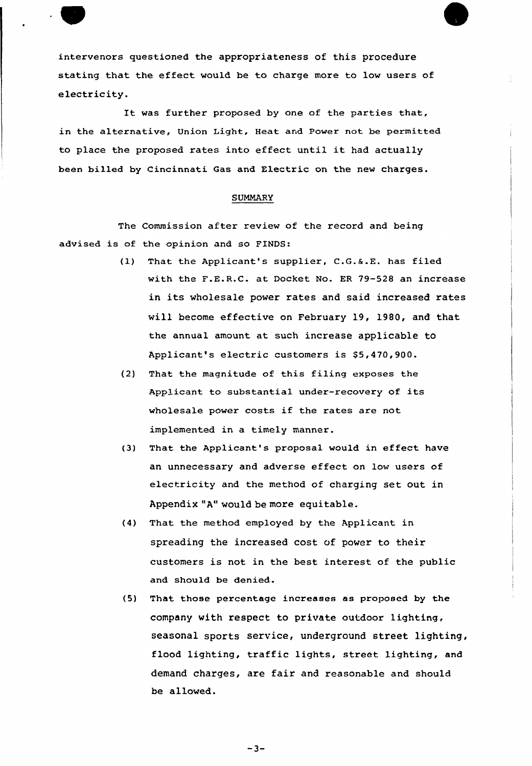intervenors questioned the appropriateness of this procedure stating that the effect would be to charge more to low users of electricity.

It was further proposed by one of the parties that, in the alternative, Union Light, Heat and Power not be permitted to place the proposed rates into effect until it had actually been billed by Cincinnati Gas and Electric on the new charges.

## SUMMARY

The Commission after review of the record and being advised is of the opinion and so FINDS:

(1) That the Applicant's supplier, C.G.&.E. has filed with the F.E.R.C. at Docket No. ER 79-528 an increase in its wholesale power rates and said increased rates will become effective on February 19, 1980, and that the annual amount at such increase applicable to Applicant's electric customers is $5,470,900.

(2) That the magnitude of this filing exposes the Applicant to substantial under-recovery of its wholesale power costs if the rates are not implemented in a timely manner.

(3) That the Applicant's proposal would in effect have an unnecessary and adverse effect on low users of electricity and the method of charging set out in Appendix "A" would be more equitable.

(4) That the method employed by the Applicant in spreading the increased cost of power to their customers is not in the best interest of the public and should be denied.

(5) That those percentage increases as proposed by the company with respect to private outdoor lighting, seasonal sports service, underground street lighting, flood lighting, traffic lights, street lighting, and demand charges, are fair and reasonable and should be allowed.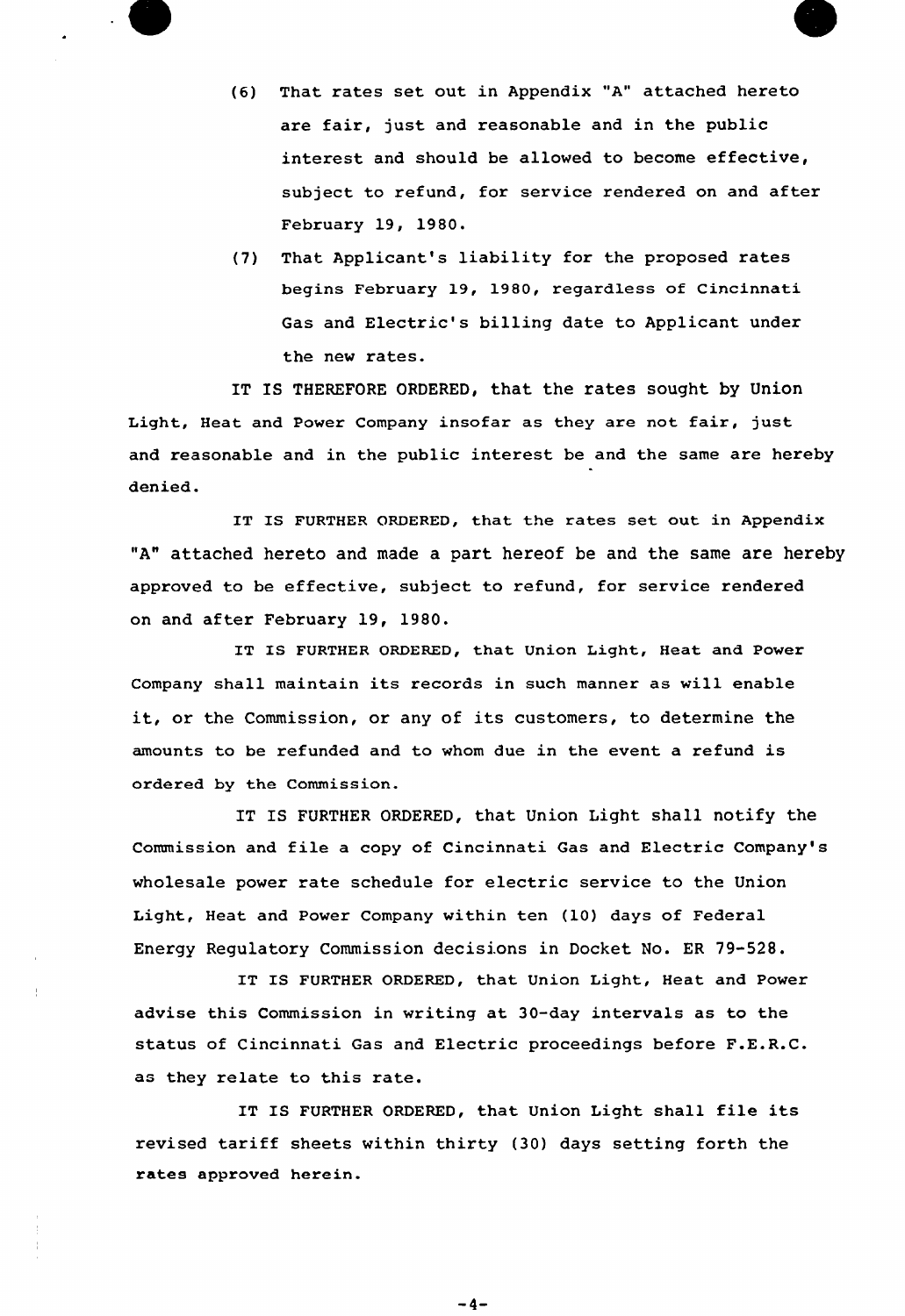(6) That rates set out in Appendix "A" attached hereto are fair, just and reasonable and in the public interest and should be allowed to become effective, subject to refund, for service rendered on and after February 19, 1980.

(7) That Applicant's liability for the proposed rates begins February 19, 1980, regardless of Cincinnati Gas and Electric's billing date to Applicant under the new rates.

IT IS THEREFORE ORDERED, that the rates sought by Union Light, Heat and Power Company insofar as they are not fair, just and reasonable and in the public interest be and the same are hereby denied.

IT IS FURTHER ORDERED, that the rates set out in Appendix "A" attached hereto and made a part hereof be and the same are hereby approved to be effective, subject to refund, for service rendered on and after February 19, 1980.

IT IS FURTHER ORDERED, that Union Light, Heat and Power Company shall maintain its records in such manner as will enable it, or the Commission, or any of its customers, to determine the amounts to be refunded and to whom due in the event a refund is ordered by the Commission.

IT IS FURTHER ORDERED, that Union Light shall notify the Commission and file a copy of Cincinnati Gas and Electric Company's wholesale power rate schedule for electric service to the Union Light, Heat and Power Company within ten (10) days of Federal Energy Regulatory Commission decisions in Docket No. ER 79-528.

IT IS FURTHER ORDERED, that Union Light, Heat and Power advise this Commission in writing at 30-day intervals as to the status of Cincinnati Gas and Electric proceedings before F.E.R.C. as they relate to this rate.

IT IS FURTHER ORDERED, that Union Light shall file its revised tariff sheets within thirty (30) days setting forth the rates approved herein.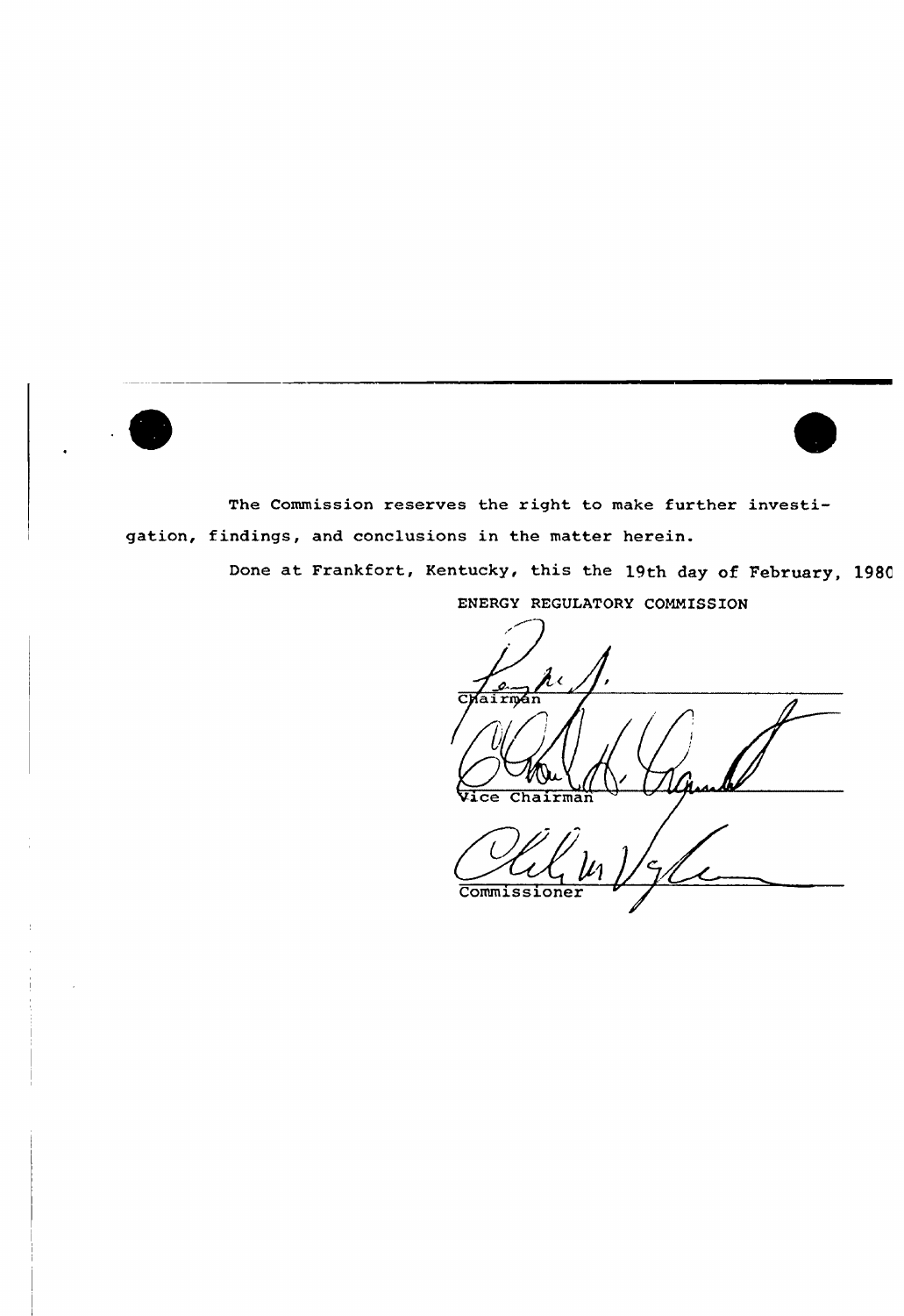The Commission reserves the right to make further investigation, findings, and conclusions in the matter herein.

Done at Frankfort, Kentucky, this the 19th day of February, 1980

ENERGY REGULATORY COMMISSION

Chairman

Vice Chairman

Commissioner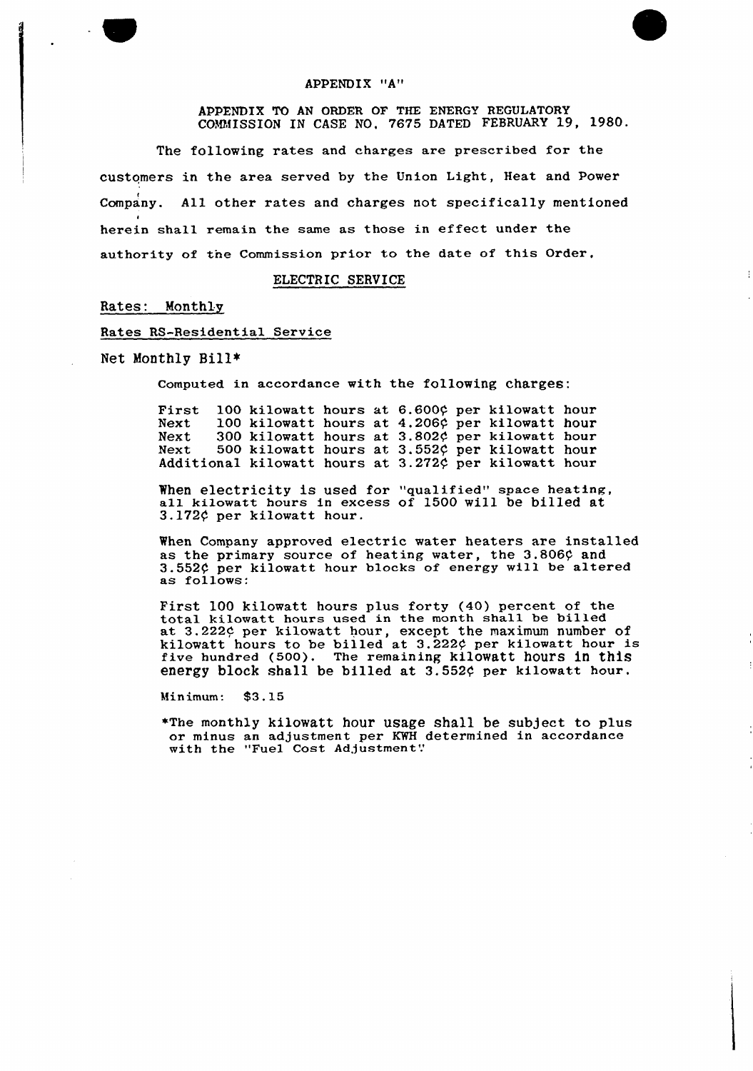APPENDIX "A"

APPENDIX TO AN ORDER OF THE ENERGY REGULATORY COMMISSION IN CASE NO. 7675 DATED FEBRUARY 19, 1980.

The following rates and charges are prescribed for the customers in the area served by the Union Light, Heat and Power Company. All other rates and charges not specifically mentioned herein shall remain the same as those in effect under the authority of the Commission prior to the date of this Order.

ELECTRIC SERVICE

Rates: Monthly

Rates RS-Residential Service

Net Monthly Bill*

Computed in accordance with the following charges:

First 100 kilowatt hours at 6.600¢ per kilowatt hour
Next 100 kilowatt hours at 4.206¢ per kilowatt hour
Next 300 kilowatt hours at 3.802¢ per kilowatt hour
Next 500 kilowatt hours at 3.552¢ per kilowatt hour
Additional kilowatt hours at 3.272¢ per kilowatt hour

When electricity is used for "qualified" space heating, all kilowatt hours in excess of 1500 will be billed at 3.172¢ per kilowatt hour.

When Company approved electric water heaters are installed as the primary source of heating water, the 3.806¢ and 3.552¢ per kilowatt hour blocks of energy will be altered as follows:

First 100 kilowatt hours plus forty (40) percent of the total kilowatt hours used in the month shall be billed at 3.222¢ per kilowatt hour, except the maximum number of kilowatt hours to be billed at 3.222¢ per kilowatt hour is five hundred (500). The remaining kilowatt hours in this energy block shall be billed at 3.552¢ per kilowatt hour.

Minimum: $3.15

*The monthly kilowatt hour usage shall be subject to plus or minus an adjustment per KWH determined in accordance with the "Fuel Cost Adjustment"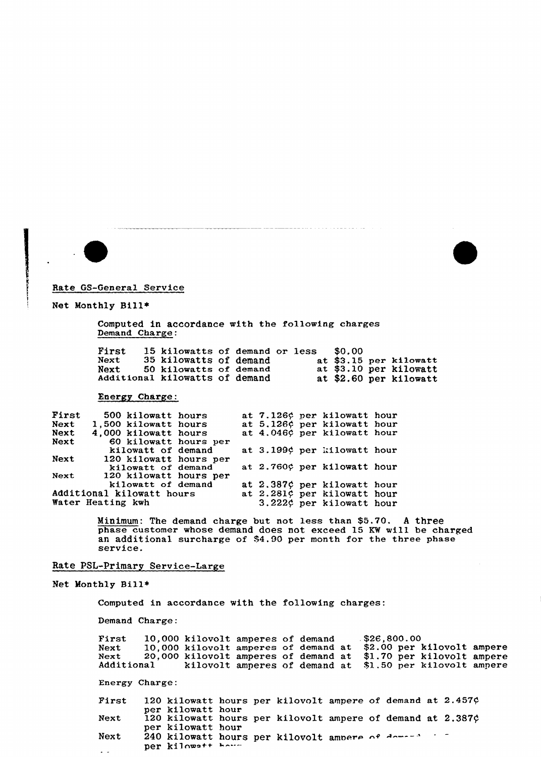Rate GS-General Service

Net Monthly Bill*

Computed in accordance with the following charges
Demand Charge:

| | | |
|---|---|---|
| First | 15 kilowatts of demand or less | $0.00 |
| Next | 35 kilowatts of demand | at $3.15 per kilowatt |
| Next | 50 kilowatts of demand | at $3.10 per kilowatt |
| Additional kilowatts of demand | | at $2.60 per kilowatt |

Energy Charge:

| | | |
|---|---|---|
| First | 500 kilowatt hours | at 7.126¢ per kilowatt hour |
| Next | 1,500 kilowatt hours | at 5.126¢ per kilowatt hour |
| Next | 4,000 kilowatt hours | at 4.046¢ per kilowatt hour |
| Next | 60 kilowatt hours per kilowatt of demand | at 3.199¢ per kilowatt hour |
| Next | 120 kilowatt hours per kilowatt of demand | at 2.760¢ per kilowatt hour |
| Next | 120 kilowatt hours per kilowatt of demand | at 2.387¢ per kilowatt hour |
| Additional kilowatt hours | | at 2.281¢ per kilowatt hour |
| Water Heating kwh | | 3.222¢ per kilowatt hour |

Minimum: The demand charge but not less than $5.70. A three phase customer whose demand does not exceed 15 KW will be charged an additional surcharge of $4.90 per month for the three phase service.

Rate PSL-Primary Service-Large

Net Monthly Bill*

Computed in accordance with the following charges:

Demand Charge:

| | | |
|---|---|---|
| First | 10,000 kilovolt amperes of demand | $26,800.00 |
| Next | 10,000 kilovolt amperes of demand at | $2.00 per kilovolt ampere |
| Next | 20,000 kilovolt amperes of demand at | $1.70 per kilovolt ampere |
| Additional | kilovolt amperes of demand at | $1.50 per kilovolt ampere |

Energy Charge:

| | |
|---|---|
| First | 120 kilowatt hours per kilovolt ampere of demand at 2.457¢ per kilowatt hour |
| Next | 120 kilowatt hours per kilovolt ampere of demand at 2.387¢ per kilowatt hour |
| Next | 240 kilowatt hours per kilovolt ampere of demand ... per kilowatt hour |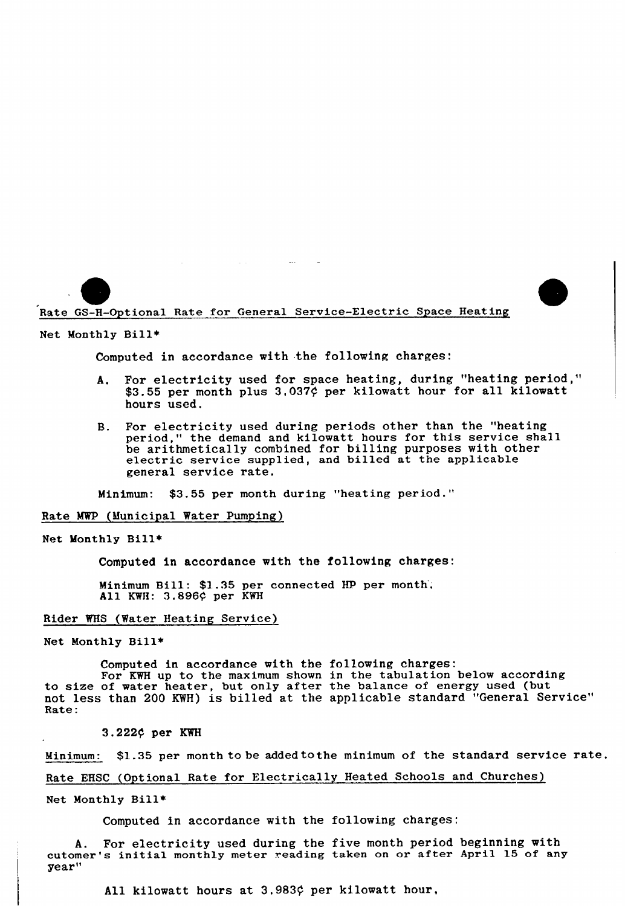Rate GS-H-Optional Rate for General Service-Electric Space Heating

Net Monthly Bill*

Computed in accordance with the following charges:

A. For electricity used for space heating, during "heating period," $3.55 per month plus 3.037¢ per kilowatt hour for all kilowatt hours used.

B. For electricity used during periods other than the "heating period," the demand and kilowatt hours for this service shall be arithmetically combined for billing purposes with other electric service supplied, and billed at the applicable general service rate.

Minimum: $3.55 per month during "heating period."

Rate MWP (Municipal Water Pumping)

Net Monthly Bill*

Computed in accordance with the following charges:

Minimum Bill: $1.35 per connected HP per month.
All KWH: 3.896¢ per KWH

Rider WHS (Water Heating Service)

Net Monthly Bill*

Computed in accordance with the following charges:
For KWH up to the maximum shown in the tabulation below according to size of water heater, but only after the balance of energy used (but not less than 200 KWH) is billed at the applicable standard "General Service" Rate:

3.222¢ per KWH

Minimum: $1.35 per month to be added to the minimum of the standard service rate.

Rate EHSC (Optional Rate for Electrically Heated Schools and Churches)

Net Monthly Bill*

Computed in accordance with the following charges:

A. For electricity used during the five month period beginning with cutomer's initial monthly meter reading taken on or after April 15 of any year"

All kilowatt hours at 3.983¢ per kilowatt hour,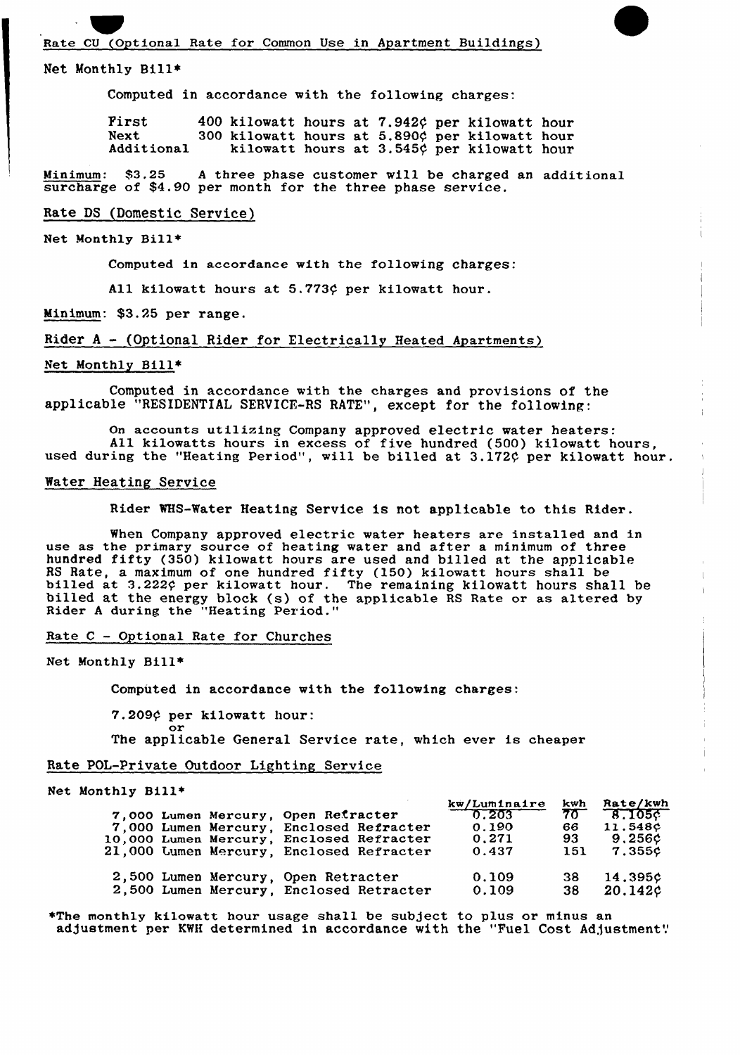Rate CU (Optional Rate for Common Use in Apartment Buildings)

Net Monthly Bill*

Computed in accordance with the following charges:

| | | |
|---|---|---|
| First | 400 kilowatt hours at 7.942¢ per kilowatt hour | |
| Next | 300 kilowatt hours at 5.890¢ per kilowatt hour | |
| Additional | kilowatt hours at 3.545¢ per kilowatt hour | |

Minimum: $3.25 A three phase customer will be charged an additional surcharge of $4.90 per month for the three phase service.

Rate DS (Domestic Service)

Net Monthly Bill*

Computed in accordance with the following charges:

All kilowatt hours at 5.773¢ per kilowatt hour.

Minimum: $3.25 per range.

Rider A - (Optional Rider for Electrically Heated Apartments)

Net Monthly Bill*

Computed in accordance with the charges and provisions of the applicable "RESIDENTIAL SERVICE-RS RATE", except for the following:

On accounts utilizing Company approved electric water heaters: All kilowatts hours in excess of five hundred (500) kilowatt hours, used during the "Heating Period", will be billed at 3.172¢ per kilowatt hour.

Water Heating Service

Rider WHS-Water Heating Service is not applicable to this Rider.

When Company approved electric water heaters are installed and in use as the primary source of heating water and after a minimum of three hundred fifty (350) kilowatt hours are used and billed at the applicable RS Rate, a maximum of one hundred fifty (150) kilowatt hours shall be billed at 3.222¢ per kilowatt hour. The remaining kilowatt hours shall be billed at the energy block (s) of the applicable RS Rate or as altered by Rider A during the "Heating Period."

Rate C - Optional Rate for Churches

Net Monthly Bill*

Computed in accordance with the following charges:

7.209¢ per kilowatt hour:
or
The applicable General Service rate, which ever is cheaper

Rate POL-Private Outdoor Lighting Service

Net Monthly Bill*

| | kw/Luminaire | kwh | Rate/kwh |
|---|---|---|---|
| 7,000 Lumen Mercury, Open Refracter | 0.203 | 70 | 8.105¢ |
| 7,000 Lumen Mercury, Enclosed Refracter | 0.190 | 66 | 11.548¢ |
| 10,000 Lumen Mercury, Enclosed Refracter | 0.271 | 93 | 9.256¢ |
| 21,000 Lumen Mercury, Enclosed Refracter | 0.437 | 151 | 7.355¢ |
| 2,500 Lumen Mercury, Open Retracter | 0.109 | 38 | 14.395¢ |
| 2,500 Lumen Mercury, Enclosed Retracter | 0.109 | 38 | 20.142¢ |

*The monthly kilowatt hour usage shall be subject to plus or minus an adjustment per KWH determined in accordance with the "Fuel Cost Adjustment".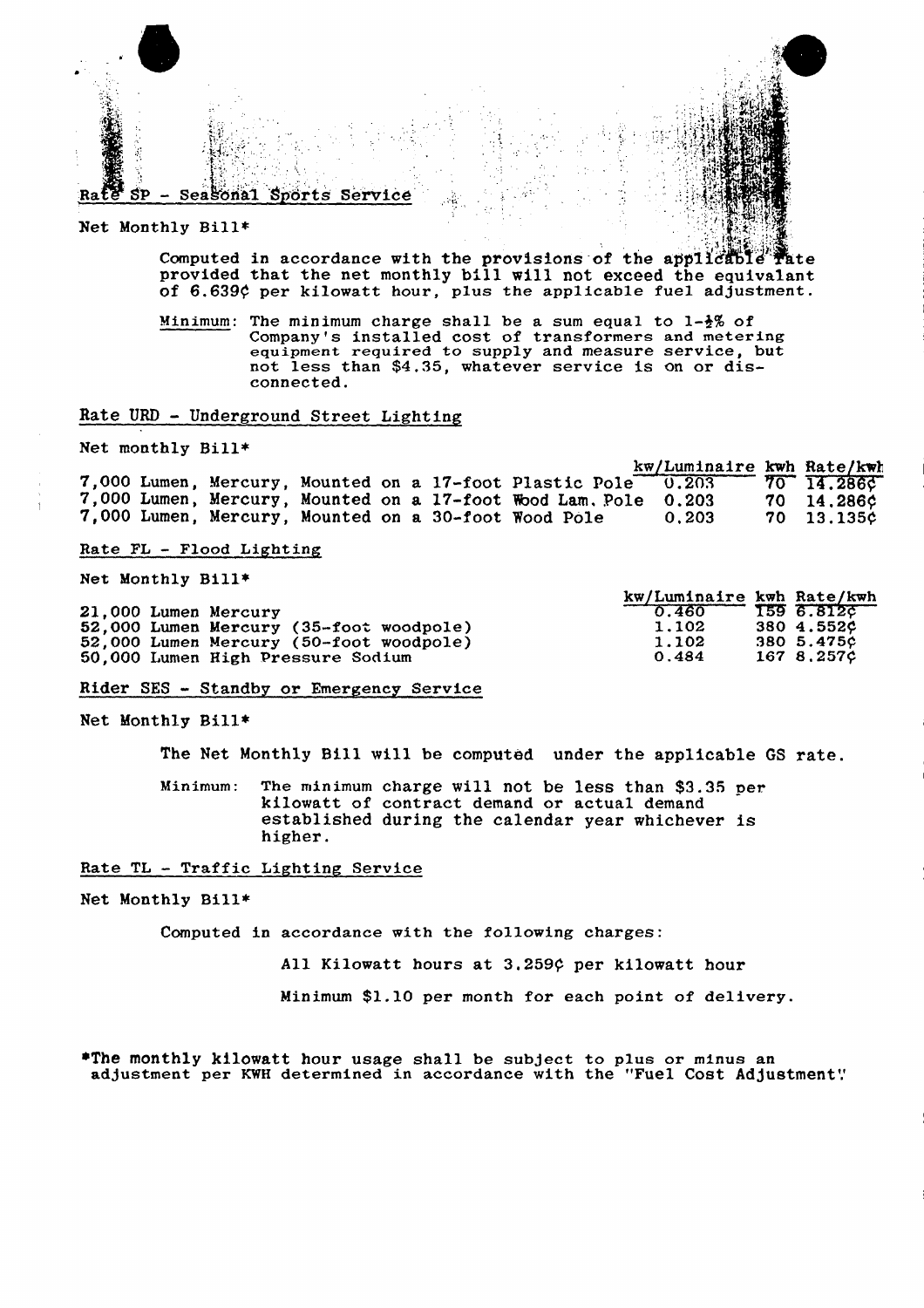## Rate SP - Seasonal Sports Service

Net Monthly Bill*

Computed in accordance with the provisions of the applicable rate provided that the net monthly bill will not exceed the equivalant of 6.639¢ per kilowatt hour, plus the applicable fuel adjustment.

Minimum: The minimum charge shall be a sum equal to 1-½% of Company's installed cost of transformers and metering equipment required to supply and measure service, but not less than $4.35, whatever service is on or disconnected.

## Rate URD - Underground Street Lighting

Net monthly Bill*

| | kw/Luminaire | kwh | Rate/kwh |
|---|---|---|---|
| 7,000 Lumen, Mercury, Mounted on a 17-foot Plastic Pole | 0.203 | 70 | 14.286¢ |
| 7,000 Lumen, Mercury, Mounted on a 17-foot Wood Lam. Pole | 0.203 | 70 | 14.286¢ |
| 7,000 Lumen, Mercury, Mounted on a 30-foot Wood Pole | 0.203 | 70 | 13.135¢ |

## Rate FL - Flood Lighting

Net Monthly Bill*

| | kw/Luminaire | kwh | Rate/kwh |
|---|---|---|---|
| 21,000 Lumen Mercury | 0.460 | 159 | 6.812¢ |
| 52,000 Lumen Mercury (35-foot woodpole) | 1.102 | 380 | 4.552¢ |
| 52,000 Lumen Mercury (50-foot woodpole) | 1.102 | 380 | 5.475¢ |
| 50,000 Lumen High Pressure Sodium | 0.484 | 167 | 8.257¢ |

## Rider SES - Standby or Emergency Service

Net Monthly Bill*

The Net Monthly Bill will be computed under the applicable GS rate.

Minimum: The minimum charge will not be less than $3.35 per kilowatt of contract demand or actual demand established during the calendar year whichever is higher.

## Rate TL - Traffic Lighting Service

Net Monthly Bill*

Computed in accordance with the following charges:

All Kilowatt hours at 3.259¢ per kilowatt hour

Minimum $1.10 per month for each point of delivery.

*The monthly kilowatt hour usage shall be subject to plus or minus an adjustment per KWH determined in accordance with the "Fuel Cost Adjustment".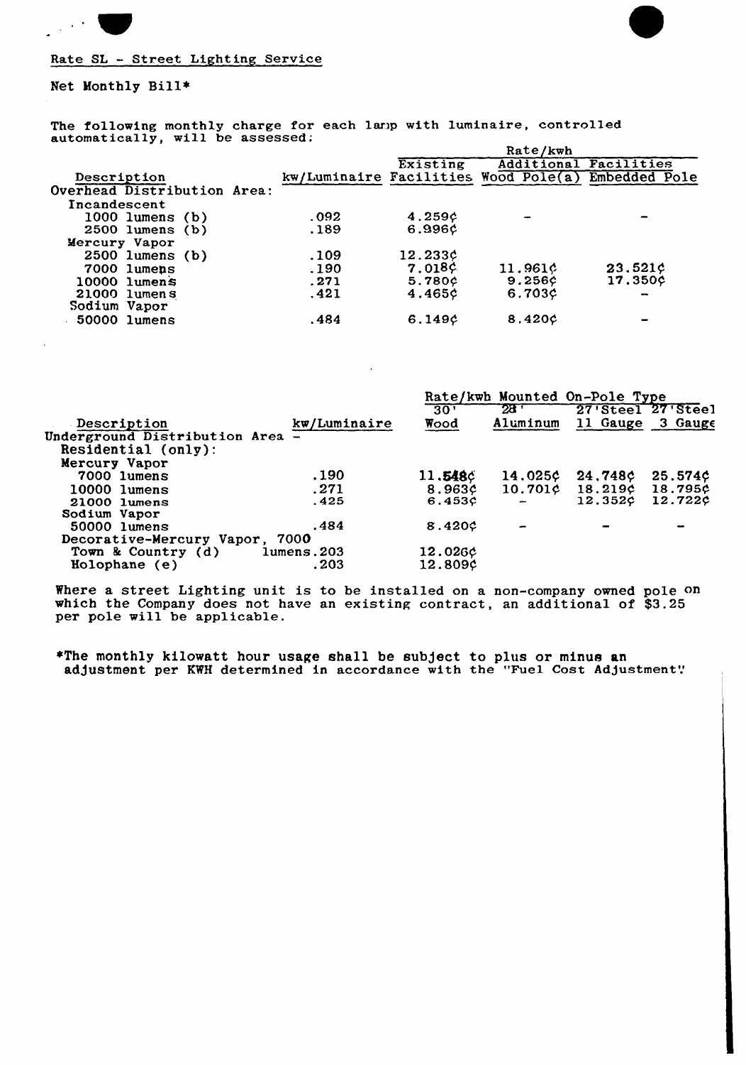Rate SL - Street Lighting Service

Net Monthly Bill*

The following monthly charge for each lamp with luminaire, controlled automatically, will be assessed:

| Description | kw/Luminaire | Rate/kwh Existing Facilities | Additional Facilities Wood Pole(a) | Embedded Pole |
|---|---|---|---|---|
| Overhead Distribution Area: | | | | |
| Incandescent | | | | |
| 1000 lumens (b) | .092 | 4.259¢ | - | - |
| 2500 lumens (b) | .189 | 6.996¢ | | |
| Mercury Vapor | | | | |
| 2500 lumens (b) | .109 | 12.233¢ | | |
| 7000 lumens | .190 | 7.018¢ | 11.961¢ | 23.521¢ |
| 10000 lumens | .271 | 5.780¢ | 9.256¢ | 17.350¢ |
| 21000 lumens | .421 | 4.465¢ | 6.703¢ | - |
| Sodium Vapor | | | | |
| 50000 lumens | .484 | 6.149¢ | 8.420¢ | - |

| Description | kw/Luminaire | Rate/kwh Mounted On-Pole Type 30' Wood | 28' Aluminum | 27'Steel 11 Gauge | 27'Steel 3 Gauge |
|---|---|---|---|---|---|
| Underground Distribution Area - | | | | | |
| Residential (only): | | | | | |
| Mercury Vapor | | | | | |
| 7000 lumens | .190 | 11.548¢ | 14.025¢ | 24.748¢ | 25.574¢ |
| 10000 lumens | .271 | 8.963¢ | 10.701¢ | 18.219¢ | 18.795¢ |
| 21000 lumens | .425 | 6.453¢ | - | 12.352¢ | 12.722¢ |
| Sodium Vapor | | | | | |
| 50000 lumens | .484 | 8.420¢ | - | - | - |
| Decorative-Mercury Vapor, 7000 | | | | | |
| Town & Country (d) lumens | .203 | 12.026¢ | | | |
| Holophane (e) | .203 | 12.809¢ | | | |

Where a street Lighting unit is to be installed on a non-company owned pole on which the Company does not have an existing contract, an additional of $3.25 per pole will be applicable.

*The monthly kilowatt hour usage shall be subject to plus or minus an adjustment per KWH determined in accordance with the "Fuel Cost Adjustment"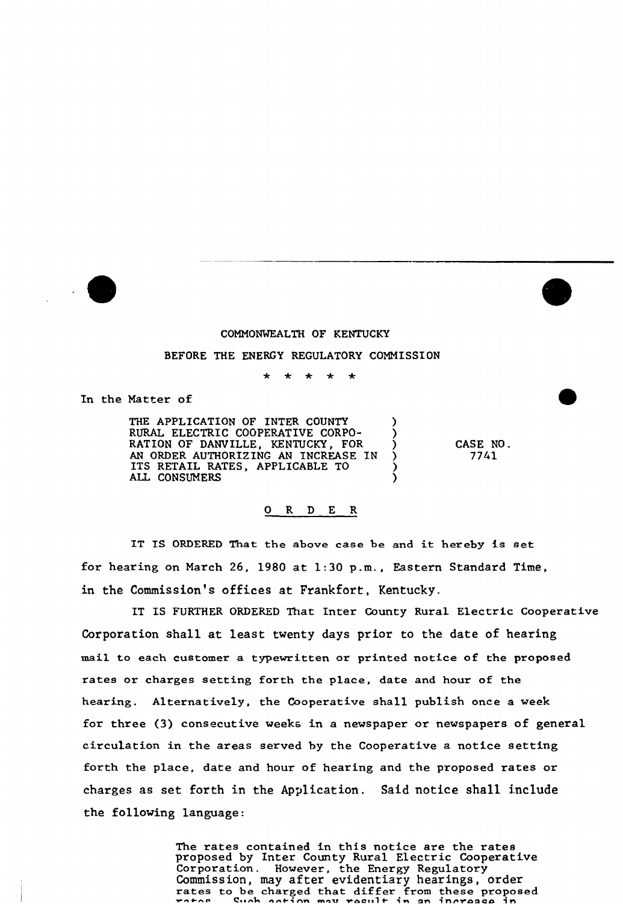COMMONWEALTH OF KENTUCKY

BEFORE THE ENERGY REGULATORY COMMISSION

\* \* \* \* \*

In the Matter of

| | |
|---|---|
| THE APPLICATION OF INTER COUNTY RURAL ELECTRIC COOPERATIVE CORPORATION OF DANVILLE, KENTUCKY, FOR AN ORDER AUTHORIZING AN INCREASE IN ITS RETAIL RATES, APPLICABLE TO ALL CONSUMERS | CASE NO. 7741 |

## O R D E R

IT IS ORDERED That the above case be and it hereby is set for hearing on March 26, 1980 at 1:30 p.m., Eastern Standard Time, in the Commission's offices at Frankfort, Kentucky.

IT IS FURTHER ORDERED That Inter County Rural Electric Cooperative Corporation shall at least twenty days prior to the date of hearing mail to each customer a typewritten or printed notice of the proposed rates or charges setting forth the place, date and hour of the hearing. Alternatively, the Cooperative shall publish once a week for three (3) consecutive weeks in a newspaper or newspapers of general circulation in the areas served by the Cooperative a notice setting forth the place, date and hour of hearing and the proposed rates or charges as set forth in the Application. Said notice shall include the following language:

> The rates contained in this notice are the rates proposed by Inter County Rural Electric Cooperative Corporation. However, the Energy Regulatory Commission, may after evidentiary hearings, order rates to be charged that differ from these proposed rates. Such action may result in an increase in